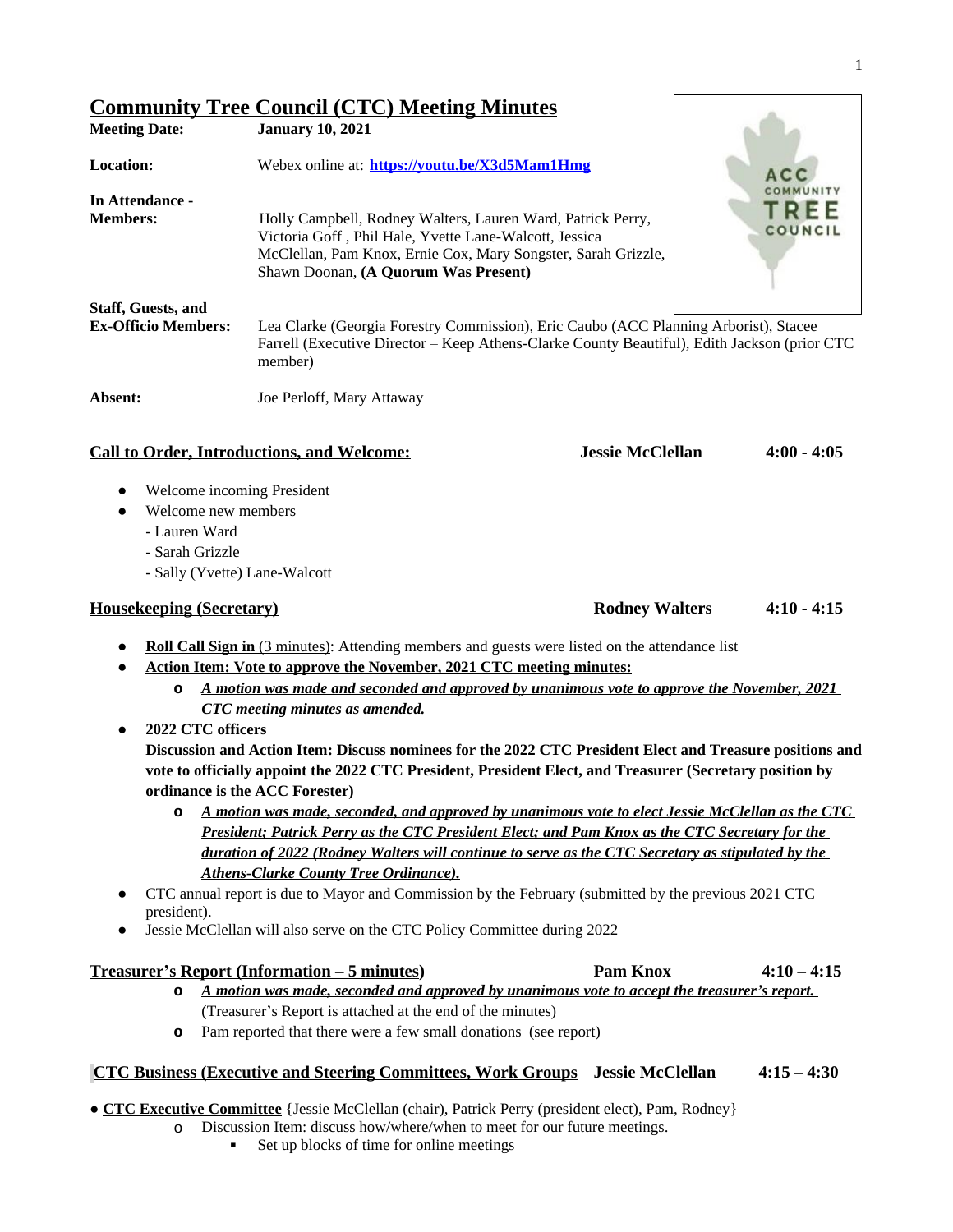# Community Tree Council (CTC) Meeting Minutes

**Meeting Date:** **January 10, 2021**

**Location:** Webex online at: **https://youtu.be/X3d5Mam1Hmg**

**In Attendance - Members:** Holly Campbell, Rodney Walters, Lauren Ward, Patrick Perry, Victoria Goff , Phil Hale, Yvette Lane-Walcott, Jessica McClellan, Pam Knox, Ernie Cox, Mary Songster, Sarah Grizzle, Shawn Doonan, **(A Quorum Was Present)**

**Staff, Guests, and Ex-Officio Members:** Lea Clarke (Georgia Forestry Commission), Eric Caubo (ACC Planning Arborist), Stacee Farrell (Executive Director – Keep Athens-Clarke County Beautiful), Edith Jackson (prior CTC member)

**Absent:** Joe Perloff, Mary Attaway

## Call to Order, Introductions, and Welcome: — Jessie McClellan — 4:00 - 4:05

- Welcome incoming President
- Welcome new members
  - Lauren Ward
  - Sarah Grizzle
  - Sally (Yvette) Lane-Walcott

## Housekeeping (Secretary) — Rodney Walters — 4:10 - 4:15

- **Roll Call Sign in** (3 minutes): Attending members and guests were listed on the attendance list
- **Action Item: Vote to approve the November, 2021 CTC meeting minutes:**
  - ***A motion was made and seconded and approved by unanimous vote to approve the November, 2021 CTC meeting minutes as amended.***
- **2022 CTC officers**

  **Discussion and Action Item: Discuss nominees for the 2022 CTC President Elect and Treasure positions and vote to officially appoint the 2022 CTC President, President Elect, and Treasurer (Secretary position by ordinance is the ACC Forester)**
  - ***A motion was made, seconded, and approved by unanimous vote to elect Jessie McClellan as the CTC President; Patrick Perry as the CTC President Elect; and Pam Knox as the CTC Secretary for the duration of 2022 (Rodney Walters will continue to serve as the CTC Secretary as stipulated by the Athens-Clarke County Tree Ordinance).***
- CTC annual report is due to Mayor and Commission by the February (submitted by the previous 2021 CTC president).
- Jessie McClellan will also serve on the CTC Policy Committee during 2022

## Treasurer's Report (Information – 5 minutes) — Pam Knox — 4:10 – 4:15

- ***A motion was made, seconded and approved by unanimous vote to accept the treasurer's report.*** (Treasurer's Report is attached at the end of the minutes)
- Pam reported that there were a few small donations (see report)

## CTC Business (Executive and Steering Committees, Work Groups — Jessie McClellan — 4:15 – 4:30

- **CTC Executive Committee** {Jessie McClellan (chair), Patrick Perry (president elect), Pam, Rodney}
  - Discussion Item: discuss how/where/when to meet for our future meetings.
    - Set up blocks of time for online meetings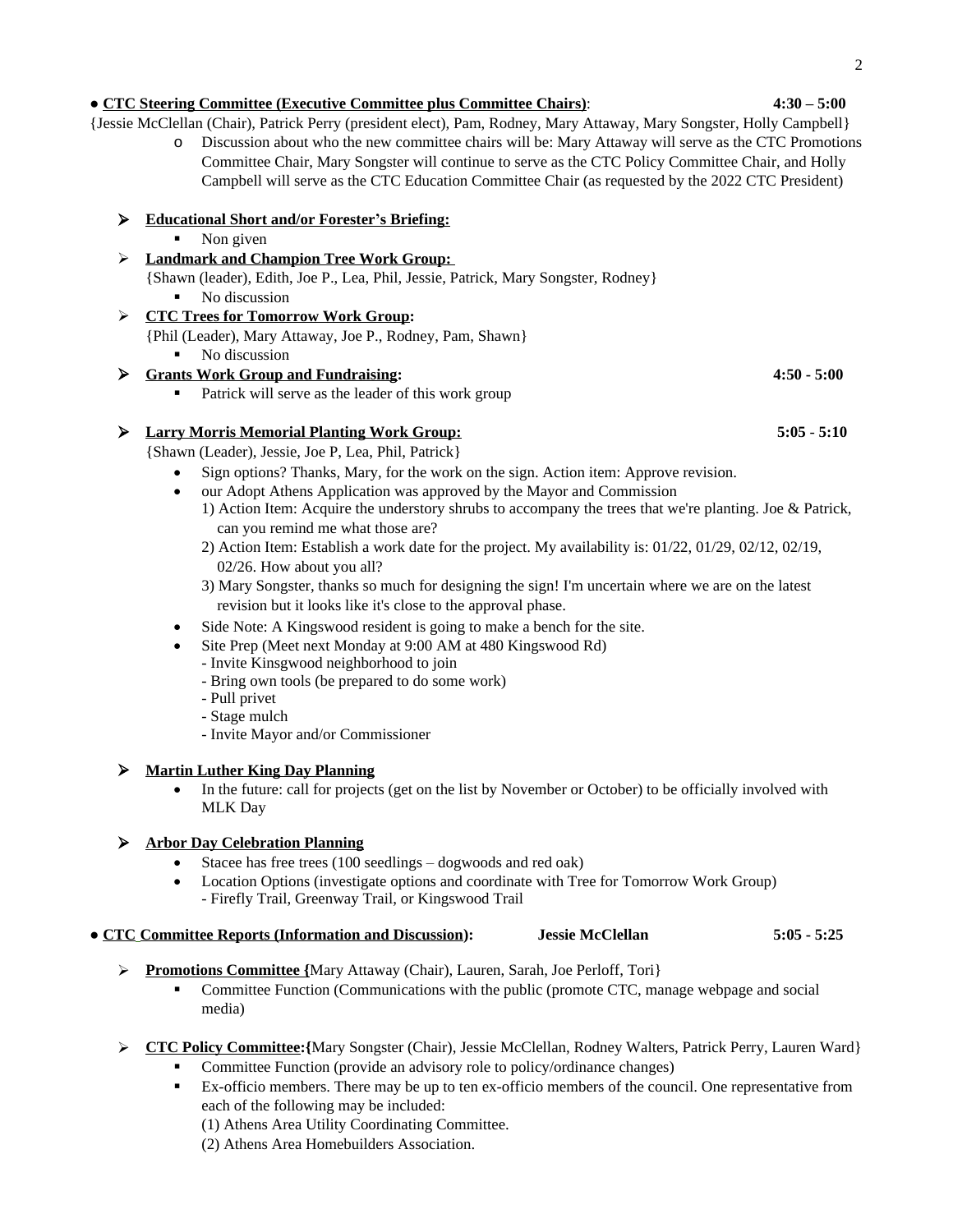- **<u>CTC Steering Committee (Executive Committee plus Committee Chairs)</u>**: **4:30 – 5:00**

{Jessie McClellan (Chair), Patrick Perry (president elect), Pam, Rodney, Mary Attaway, Mary Songster, Holly Campbell}

  - Discussion about who the new committee chairs will be: Mary Attaway will serve as the CTC Promotions Committee Chair, Mary Songster will continue to serve as the CTC Policy Committee Chair, and Holly Campbell will serve as the CTC Education Committee Chair (as requested by the 2022 CTC President)

  - **<u>Educational Short and/or Forester's Briefing:</u>**
    - Non given
  - **<u>Landmark and Champion Tree Work Group:</u>**
    {Shawn (leader), Edith, Joe P., Lea, Phil, Jessie, Patrick, Mary Songster, Rodney}
    - No discussion
  - **<u>CTC Trees for Tomorrow Work Group</u>:**
    {Phil (Leader), Mary Attaway, Joe P., Rodney, Pam, Shawn}
    - No discussion
  - **<u>Grants Work Group and Fundraising</u>:** **4:50 - 5:00**
    - Patrick will serve as the leader of this work group

  - **<u>Larry Morris Memorial Planting Work Group:</u>** **5:05 - 5:10**
    {Shawn (Leader), Jessie, Joe P, Lea, Phil, Patrick}
    - Sign options? Thanks, Mary, for the work on the sign. Action item: Approve revision.
    - our Adopt Athens Application was approved by the Mayor and Commission
      1) Action Item: Acquire the understory shrubs to accompany the trees that we're planting. Joe & Patrick, can you remind me what those are?
      2) Action Item: Establish a work date for the project. My availability is: 01/22, 01/29, 02/12, 02/19, 02/26. How about you all?
      3) Mary Songster, thanks so much for designing the sign! I'm uncertain where we are on the latest revision but it looks like it's close to the approval phase.
    - Side Note: A Kingswood resident is going to make a bench for the site.
    - Site Prep (Meet next Monday at 9:00 AM at 480 Kingswood Rd)
      - Invite Kinsgwood neighborhood to join
      - Bring own tools (be prepared to do some work)
      - Pull privet
      - Stage mulch
      - Invite Mayor and/or Commissioner

  - **<u>Martin Luther King Day Planning</u>**
    - In the future: call for projects (get on the list by November or October) to be officially involved with MLK Day

  - **<u>Arbor Day Celebration Planning</u>**
    - Stacee has free trees (100 seedlings – dogwoods and red oak)
    - Location Options (investigate options and coordinate with Tree for Tomorrow Work Group)
      - Firefly Trail, Greenway Trail, or Kingswood Trail

- **<u>CTC Committee Reports (Information and Discussion)</u>:** **Jessie McClellan** **5:05 - 5:25**

  - **<u>Promotions Committee</u> {**Mary Attaway (Chair), Lauren, Sarah, Joe Perloff, Tori}
    - Committee Function (Communications with the public (promote CTC, manage webpage and social media)

  - **<u>CTC Policy Committee</u>:{**Mary Songster (Chair), Jessie McClellan, Rodney Walters, Patrick Perry, Lauren Ward}
    - Committee Function (provide an advisory role to policy/ordinance changes)
    - Ex-officio members. There may be up to ten ex-officio members of the council. One representative from each of the following may be included:
      (1) Athens Area Utility Coordinating Committee.
      (2) Athens Area Homebuilders Association.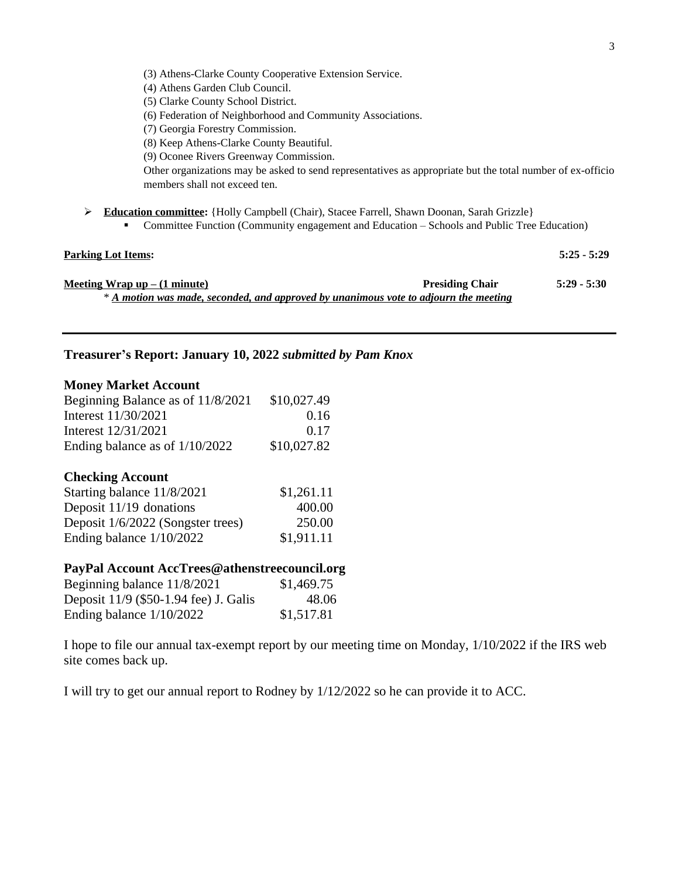(3) Athens-Clarke County Cooperative Extension Service.
(4) Athens Garden Club Council.
(5) Clarke County School District.
(6) Federation of Neighborhood and Community Associations.
(7) Georgia Forestry Commission.
(8) Keep Athens-Clarke County Beautiful.
(9) Oconee Rivers Greenway Commission.
Other organizations may be asked to send representatives as appropriate but the total number of ex-officio members shall not exceed ten.

- **Education committee:** {Holly Campbell (Chair), Stacee Farrell, Shawn Doonan, Sarah Grizzle}
  - Committee Function (Community engagement and Education – Schools and Public Tree Education)

**Parking Lot Items:** 5:25 - 5:29

**Meeting Wrap up – (1 minute)** **Presiding Chair** 5:29 - 5:30

\* ***A motion was made, seconded, and approved by unanimous vote to adjourn the meeting***

---

## Treasurer's Report: January 10, 2022 *submitted by Pam Knox*

### Money Market Account

| | |
|---|---|
| Beginning Balance as of 11/8/2021 | $10,027.49 |
| Interest 11/30/2021 | 0.16 |
| Interest 12/31/2021 | 0.17 |
| Ending balance as of 1/10/2022 | $10,027.82 |

### Checking Account

| | |
|---|---|
| Starting balance 11/8/2021 | $1,261.11 |
| Deposit 11/19 donations | 400.00 |
| Deposit 1/6/2022 (Songster trees) | 250.00 |
| Ending balance 1/10/2022 | $1,911.11 |

### PayPal Account AccTrees@athenstreecouncil.org

| | |
|---|---|
| Beginning balance 11/8/2021 | $1,469.75 |
| Deposit 11/9 ($50-1.94 fee) J. Galis | 48.06 |
| Ending balance 1/10/2022 | $1,517.81 |

I hope to file our annual tax-exempt report by our meeting time on Monday, 1/10/2022 if the IRS web site comes back up.

I will try to get our annual report to Rodney by 1/12/2022 so he can provide it to ACC.